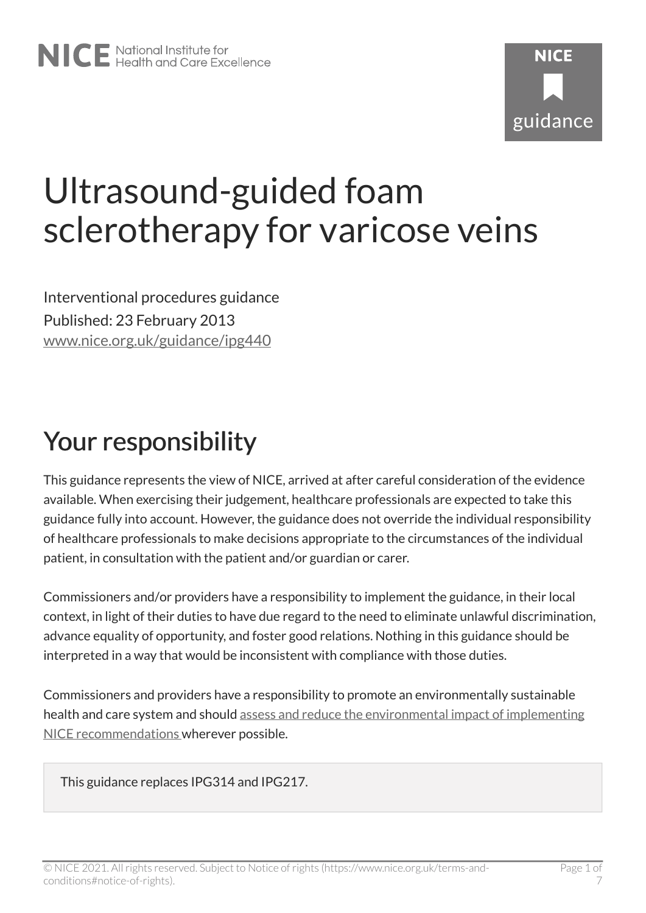# Ultrasound-guided foam sclerotherapy for varicose veins

Interventional procedures guidance

Published: 23 February 2013

www.nice.org.uk/guidance/ipg440

## Your responsibility

This guidance represents the view of NICE, arrived at after careful consideration of the evidence available. When exercising their judgement, healthcare professionals are expected to take this guidance fully into account. However, the guidance does not override the individual responsibility of healthcare professionals to make decisions appropriate to the circumstances of the individual patient, in consultation with the patient and/or guardian or carer.

Commissioners and/or providers have a responsibility to implement the guidance, in their local context, in light of their duties to have due regard to the need to eliminate unlawful discrimination, advance equality of opportunity, and foster good relations. Nothing in this guidance should be interpreted in a way that would be inconsistent with compliance with those duties.

Commissioners and providers have a responsibility to promote an environmentally sustainable health and care system and should assess and reduce the environmental impact of implementing NICE recommendations wherever possible.

This guidance replaces IPG314 and IPG217.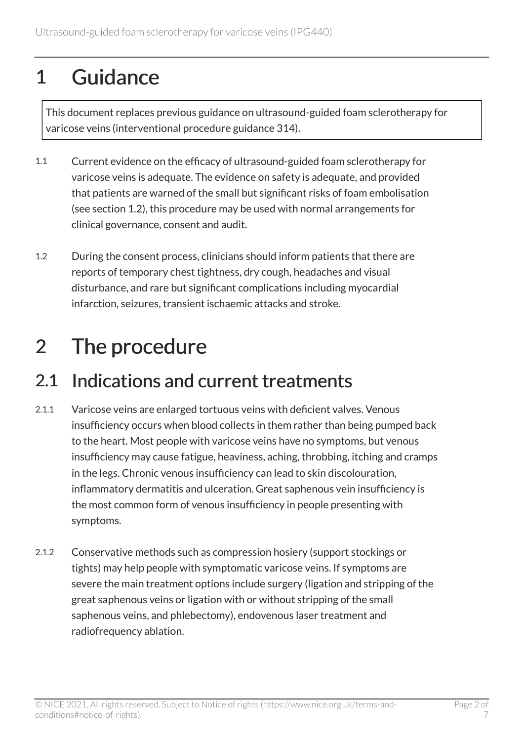# 1 Guidance

This document replaces previous guidance on ultrasound-guided foam sclerotherapy for varicose veins (interventional procedure guidance 314).

1.1 Current evidence on the efficacy of ultrasound-guided foam sclerotherapy for varicose veins is adequate. The evidence on safety is adequate, and provided that patients are warned of the small but significant risks of foam embolisation (see section 1.2), this procedure may be used with normal arrangements for clinical governance, consent and audit.

1.2 During the consent process, clinicians should inform patients that there are reports of temporary chest tightness, dry cough, headaches and visual disturbance, and rare but significant complications including myocardial infarction, seizures, transient ischaemic attacks and stroke.

# 2 The procedure

## 2.1 Indications and current treatments

2.1.1 Varicose veins are enlarged tortuous veins with deficient valves. Venous insufficiency occurs when blood collects in them rather than being pumped back to the heart. Most people with varicose veins have no symptoms, but venous insufficiency may cause fatigue, heaviness, aching, throbbing, itching and cramps in the legs. Chronic venous insufficiency can lead to skin discolouration, inflammatory dermatitis and ulceration. Great saphenous vein insufficiency is the most common form of venous insufficiency in people presenting with symptoms.

2.1.2 Conservative methods such as compression hosiery (support stockings or tights) may help people with symptomatic varicose veins. If symptoms are severe the main treatment options include surgery (ligation and stripping of the great saphenous veins or ligation with or without stripping of the small saphenous veins, and phlebectomy), endovenous laser treatment and radiofrequency ablation.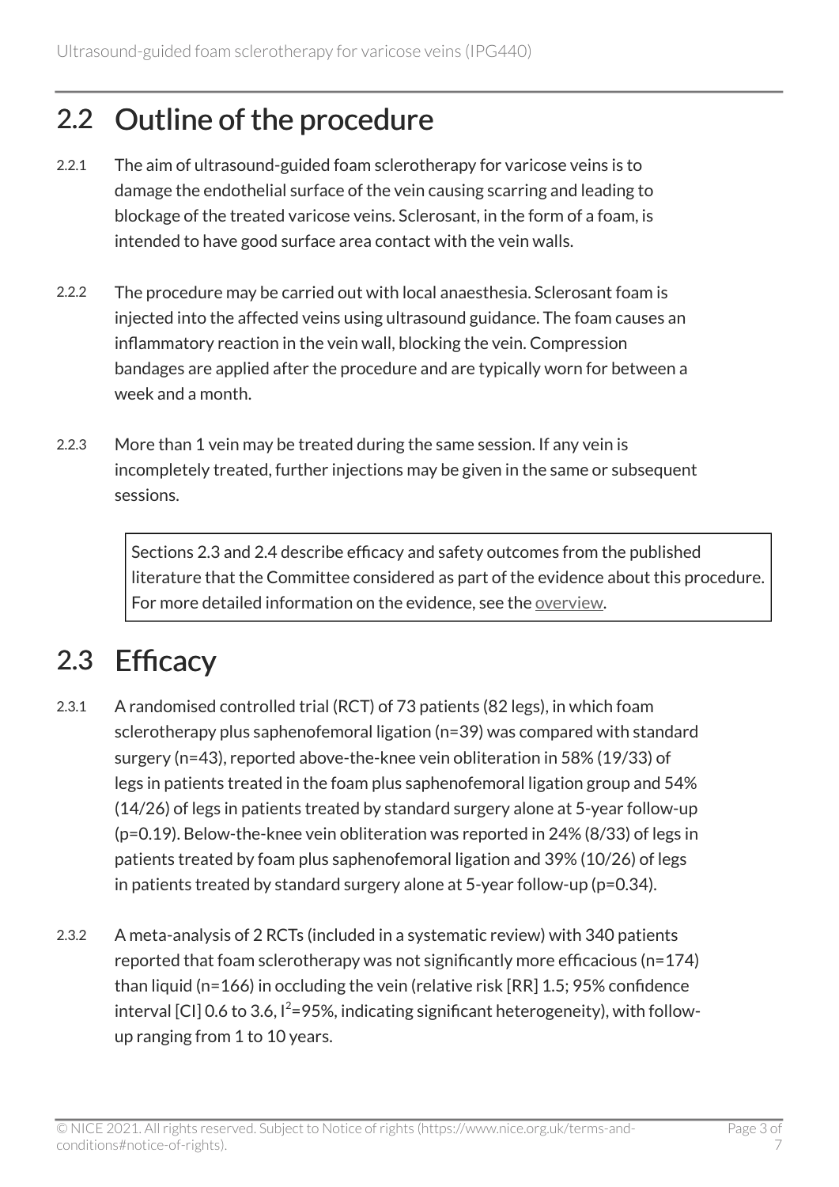## 2.2 Outline of the procedure

2.2.1 The aim of ultrasound-guided foam sclerotherapy for varicose veins is to damage the endothelial surface of the vein causing scarring and leading to blockage of the treated varicose veins. Sclerosant, in the form of a foam, is intended to have good surface area contact with the vein walls.

2.2.2 The procedure may be carried out with local anaesthesia. Sclerosant foam is injected into the affected veins using ultrasound guidance. The foam causes an inflammatory reaction in the vein wall, blocking the vein. Compression bandages are applied after the procedure and are typically worn for between a week and a month.

2.2.3 More than 1 vein may be treated during the same session. If any vein is incompletely treated, further injections may be given in the same or subsequent sessions.

> Sections 2.3 and 2.4 describe efficacy and safety outcomes from the published literature that the Committee considered as part of the evidence about this procedure. For more detailed information on the evidence, see the overview.

## 2.3 Efficacy

2.3.1 A randomised controlled trial (RCT) of 73 patients (82 legs), in which foam sclerotherapy plus saphenofemoral ligation (n=39) was compared with standard surgery (n=43), reported above-the-knee vein obliteration in 58% (19/33) of legs in patients treated in the foam plus saphenofemoral ligation group and 54% (14/26) of legs in patients treated by standard surgery alone at 5-year follow-up (p=0.19). Below-the-knee vein obliteration was reported in 24% (8/33) of legs in patients treated by foam plus saphenofemoral ligation and 39% (10/26) of legs in patients treated by standard surgery alone at 5-year follow-up (p=0.34).

2.3.2 A meta-analysis of 2 RCTs (included in a systematic review) with 340 patients reported that foam sclerotherapy was not significantly more efficacious (n=174) than liquid (n=166) in occluding the vein (relative risk [RR] 1.5; 95% confidence interval [CI] 0.6 to 3.6, $I^2$=95%, indicating significant heterogeneity), with follow-up ranging from 1 to 10 years.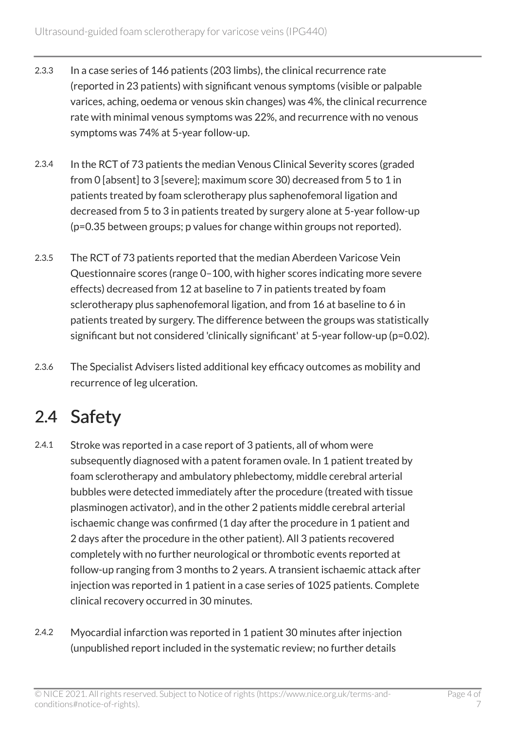2.3.3 In a case series of 146 patients (203 limbs), the clinical recurrence rate (reported in 23 patients) with significant venous symptoms (visible or palpable varices, aching, oedema or venous skin changes) was 4%, the clinical recurrence rate with minimal venous symptoms was 22%, and recurrence with no venous symptoms was 74% at 5-year follow-up.

2.3.4 In the RCT of 73 patients the median Venous Clinical Severity scores (graded from 0 [absent] to 3 [severe]; maximum score 30) decreased from 5 to 1 in patients treated by foam sclerotherapy plus saphenofemoral ligation and decreased from 5 to 3 in patients treated by surgery alone at 5-year follow-up ($p=0.35$ between groups; p values for change within groups not reported).

2.3.5 The RCT of 73 patients reported that the median Aberdeen Varicose Vein Questionnaire scores (range 0–100, with higher scores indicating more severe effects) decreased from 12 at baseline to 7 in patients treated by foam sclerotherapy plus saphenofemoral ligation, and from 16 at baseline to 6 in patients treated by surgery. The difference between the groups was statistically significant but not considered 'clinically significant' at 5-year follow-up ($p=0.02$).

2.3.6 The Specialist Advisers listed additional key efficacy outcomes as mobility and recurrence of leg ulceration.

## 2.4 Safety

2.4.1 Stroke was reported in a case report of 3 patients, all of whom were subsequently diagnosed with a patent foramen ovale. In 1 patient treated by foam sclerotherapy and ambulatory phlebectomy, middle cerebral arterial bubbles were detected immediately after the procedure (treated with tissue plasminogen activator), and in the other 2 patients middle cerebral arterial ischaemic change was confirmed (1 day after the procedure in 1 patient and 2 days after the procedure in the other patient). All 3 patients recovered completely with no further neurological or thrombotic events reported at follow-up ranging from 3 months to 2 years. A transient ischaemic attack after injection was reported in 1 patient in a case series of 1025 patients. Complete clinical recovery occurred in 30 minutes.

2.4.2 Myocardial infarction was reported in 1 patient 30 minutes after injection (unpublished report included in the systematic review; no further details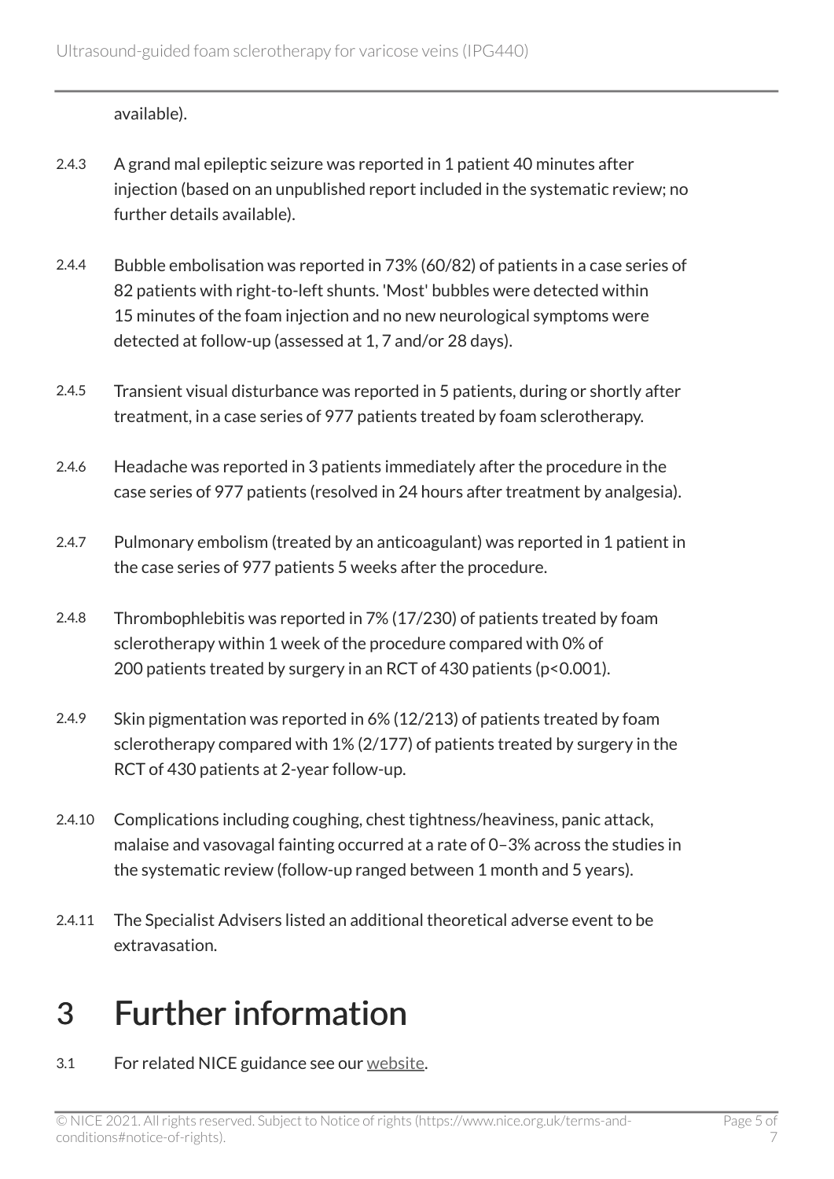available).

2.4.3 A grand mal epileptic seizure was reported in 1 patient 40 minutes after injection (based on an unpublished report included in the systematic review; no further details available).

2.4.4 Bubble embolisation was reported in 73% (60/82) of patients in a case series of 82 patients with right-to-left shunts. 'Most' bubbles were detected within 15 minutes of the foam injection and no new neurological symptoms were detected at follow-up (assessed at 1, 7 and/or 28 days).

2.4.5 Transient visual disturbance was reported in 5 patients, during or shortly after treatment, in a case series of 977 patients treated by foam sclerotherapy.

2.4.6 Headache was reported in 3 patients immediately after the procedure in the case series of 977 patients (resolved in 24 hours after treatment by analgesia).

2.4.7 Pulmonary embolism (treated by an anticoagulant) was reported in 1 patient in the case series of 977 patients 5 weeks after the procedure.

2.4.8 Thrombophlebitis was reported in 7% (17/230) of patients treated by foam sclerotherapy within 1 week of the procedure compared with 0% of 200 patients treated by surgery in an RCT of 430 patients ($p<0.001$).

2.4.9 Skin pigmentation was reported in 6% (12/213) of patients treated by foam sclerotherapy compared with 1% (2/177) of patients treated by surgery in the RCT of 430 patients at 2-year follow-up.

2.4.10 Complications including coughing, chest tightness/heaviness, panic attack, malaise and vasovagal fainting occurred at a rate of 0–3% across the studies in the systematic review (follow-up ranged between 1 month and 5 years).

2.4.11 The Specialist Advisers listed an additional theoretical adverse event to be extravasation.

# 3 Further information

3.1 For related NICE guidance see our website.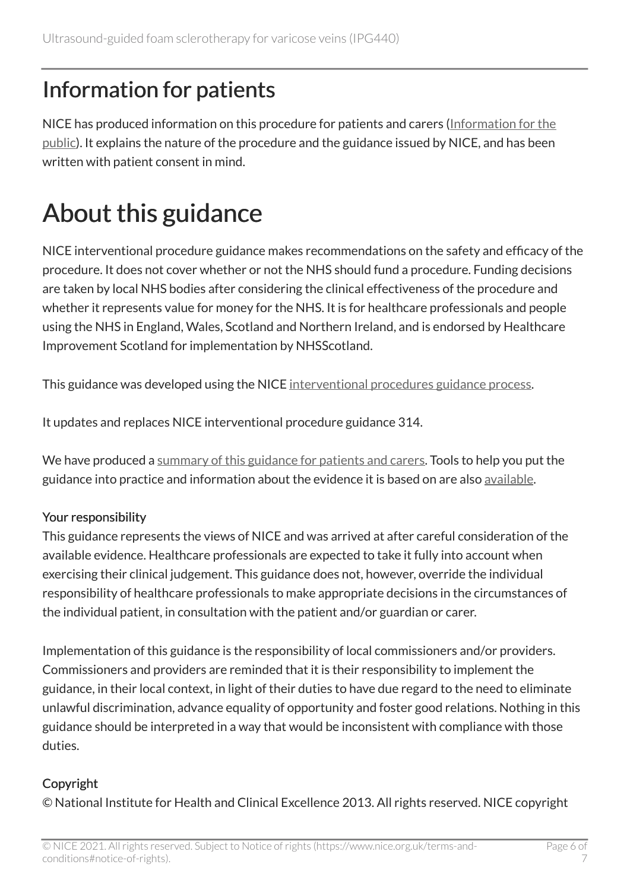## Information for patients

NICE has produced information on this procedure for patients and carers (Information for the public). It explains the nature of the procedure and the guidance issued by NICE, and has been written with patient consent in mind.

# About this guidance

NICE interventional procedure guidance makes recommendations on the safety and efficacy of the procedure. It does not cover whether or not the NHS should fund a procedure. Funding decisions are taken by local NHS bodies after considering the clinical effectiveness of the procedure and whether it represents value for money for the NHS. It is for healthcare professionals and people using the NHS in England, Wales, Scotland and Northern Ireland, and is endorsed by Healthcare Improvement Scotland for implementation by NHSScotland.

This guidance was developed using the NICE interventional procedures guidance process.

It updates and replaces NICE interventional procedure guidance 314.

We have produced a summary of this guidance for patients and carers. Tools to help you put the guidance into practice and information about the evidence it is based on are also available.

#### Your responsibility

This guidance represents the views of NICE and was arrived at after careful consideration of the available evidence. Healthcare professionals are expected to take it fully into account when exercising their clinical judgement. This guidance does not, however, override the individual responsibility of healthcare professionals to make appropriate decisions in the circumstances of the individual patient, in consultation with the patient and/or guardian or carer.

Implementation of this guidance is the responsibility of local commissioners and/or providers. Commissioners and providers are reminded that it is their responsibility to implement the guidance, in their local context, in light of their duties to have due regard to the need to eliminate unlawful discrimination, advance equality of opportunity and foster good relations. Nothing in this guidance should be interpreted in a way that would be inconsistent with compliance with those duties.

#### Copyright

© National Institute for Health and Clinical Excellence 2013. All rights reserved. NICE copyright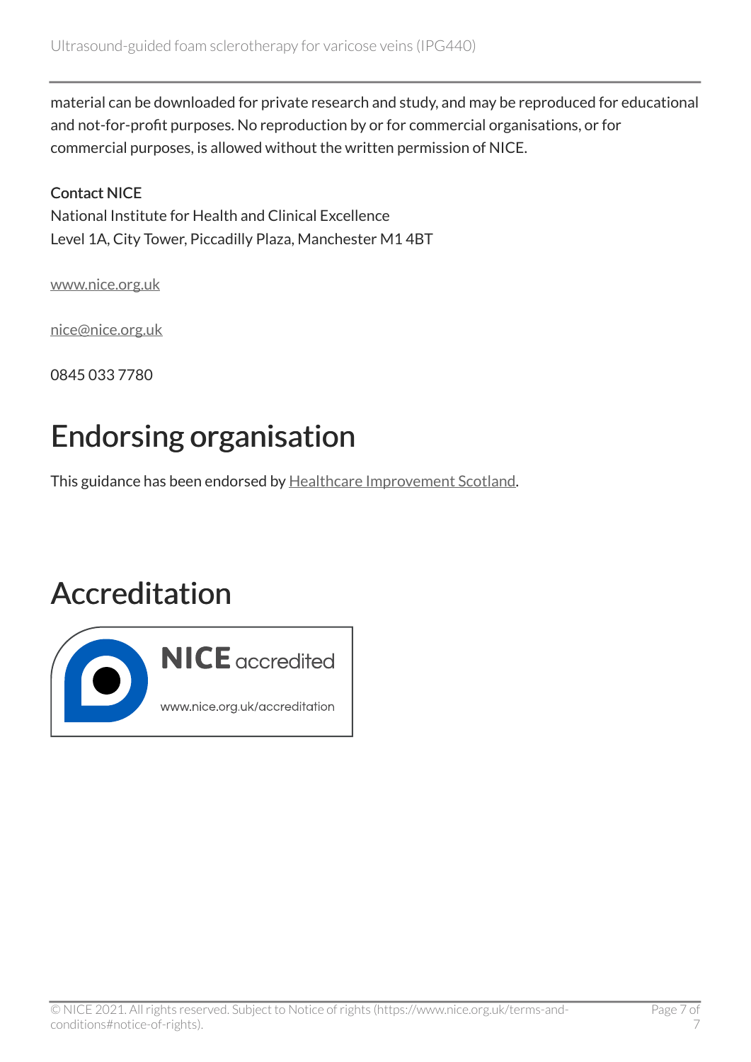material can be downloaded for private research and study, and may be reproduced for educational and not-for-profit purposes. No reproduction by or for commercial organisations, or for commercial purposes, is allowed without the written permission of NICE.

Contact NICE
National Institute for Health and Clinical Excellence
Level 1A, City Tower, Piccadilly Plaza, Manchester M1 4BT

www.nice.org.uk

nice@nice.org.uk

0845 033 7780

# Endorsing organisation

This guidance has been endorsed by Healthcare Improvement Scotland.

# Accreditation

NICE accredited

www.nice.org.uk/accreditation